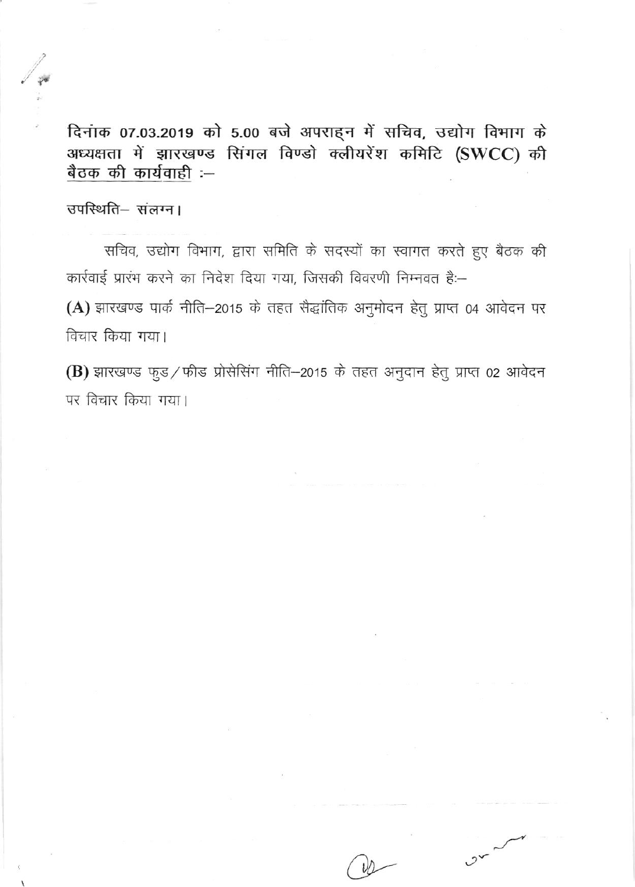**दिनांक 07.03.2019 को 5.00 बजे अपराह्न में सचिव, उद्योग विभाग के अध्यक्षता में झारखण्ड सिंगल विण्डो क्लीयरेंश कमिटि (SWCC) की <u>बैठक की कार्यवाही</u> :–**

उपस्थिति– संलग्न।

सचिव, उद्योग विभाग, द्वारा समिति के सदस्यों का स्वागत करते हुए बैठक की कार्रवाई प्रारंभ करने का निदेश दिया गया, जिसकी विवरणी निम्नवत हैः–

**(A)** झारखण्ड पार्क नीति–2015 के तहत सैद्धांतिक अनुमोदन हेतु प्राप्त 04 आवेदन पर विचार किया गया।

**(B)** झारखण्ड फुड / फीड प्रोसेसिंग नीति–2015 के तहत अनुदान हेतु प्राप्त 02 आवेदन पर विचार किया गया।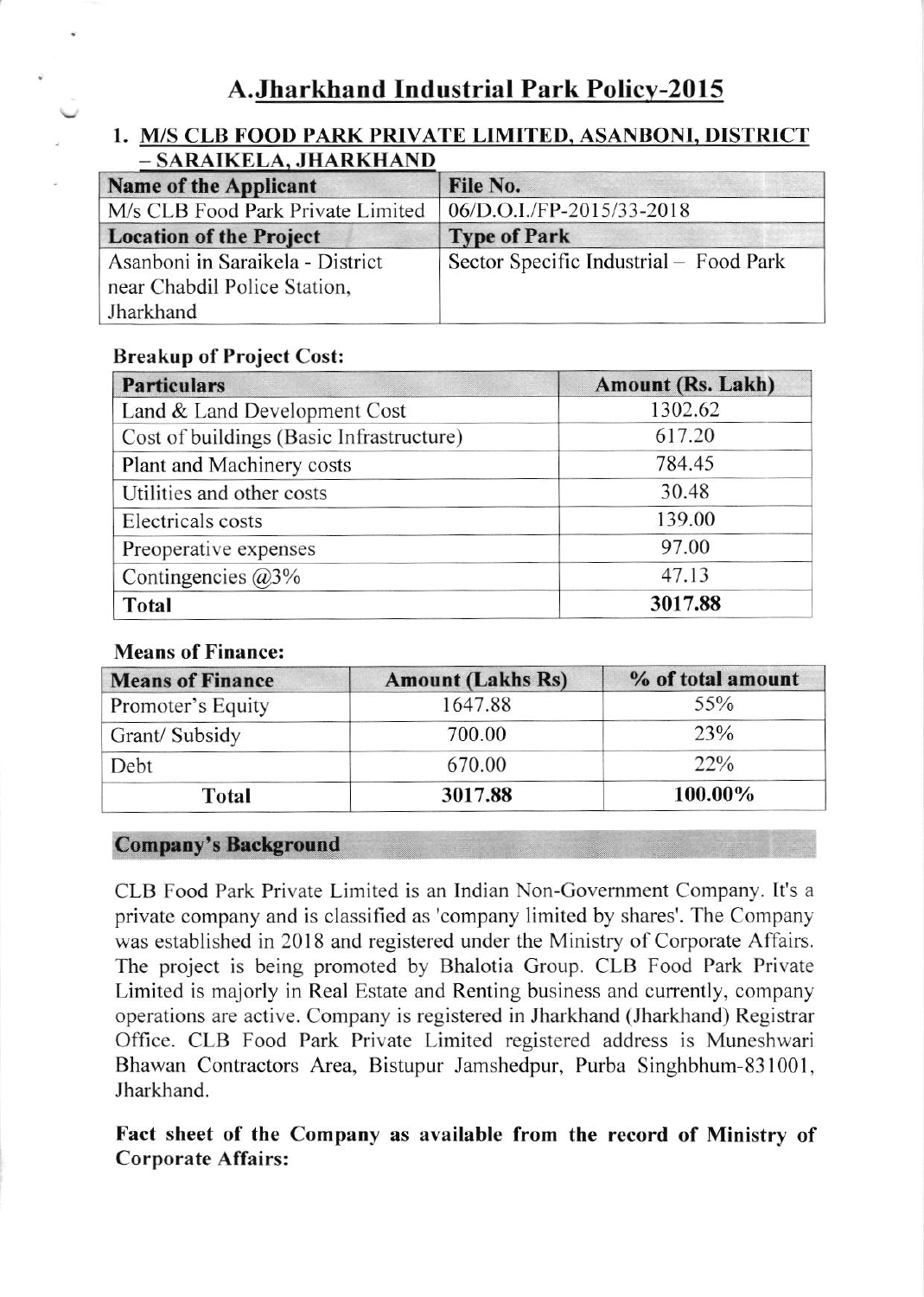# A. Jharkhand Industrial Park Policy-2015

## 1. M/S CLB FOOD PARK PRIVATE LIMITED, ASANBONI, DISTRICT – SARAIKELA, JHARKHAND

| Name of the Applicant | File No. |
|---|---|
| M/s CLB Food Park Private Limited | 06/D.O.I./FP-2015/33-2018 |
| **Location of the Project** | **Type of Park** |
| Asanboni in Saraikela - District near Chabdil Police Station, Jharkhand | Sector Specific Industrial – Food Park |

**Breakup of Project Cost:**

| Particulars | Amount (Rs. Lakh) |
|---|---|
| Land & Land Development Cost | 1302.62 |
| Cost of buildings (Basic Infrastructure) | 617.20 |
| Plant and Machinery costs | 784.45 |
| Utilities and other costs | 30.48 |
| Electricals costs | 139.00 |
| Preoperative expenses | 97.00 |
| Contingencies @3% | 47.13 |
| **Total** | **3017.88** |

**Means of Finance:**

| Means of Finance | Amount (Lakhs Rs) | % of total amount |
|---|---|---|
| Promoter's Equity | 1647.88 | 55% |
| Grant/ Subsidy | 700.00 | 23% |
| Debt | 670.00 | 22% |
| **Total** | **3017.88** | **100.00%** |

### Company's Background

CLB Food Park Private Limited is an Indian Non-Government Company. It's a private company and is classified as 'company limited by shares'. The Company was established in 2018 and registered under the Ministry of Corporate Affairs. The project is being promoted by Bhalotia Group. CLB Food Park Private Limited is majorly in Real Estate and Renting business and currently, company operations are active. Company is registered in Jharkhand (Jharkhand) Registrar Office. CLB Food Park Private Limited registered address is Muneshwari Bhawan Contractors Area, Bistupur Jamshedpur, Purba Singhbhum-831001, Jharkhand.

**Fact sheet of the Company as available from the record of Ministry of Corporate Affairs:**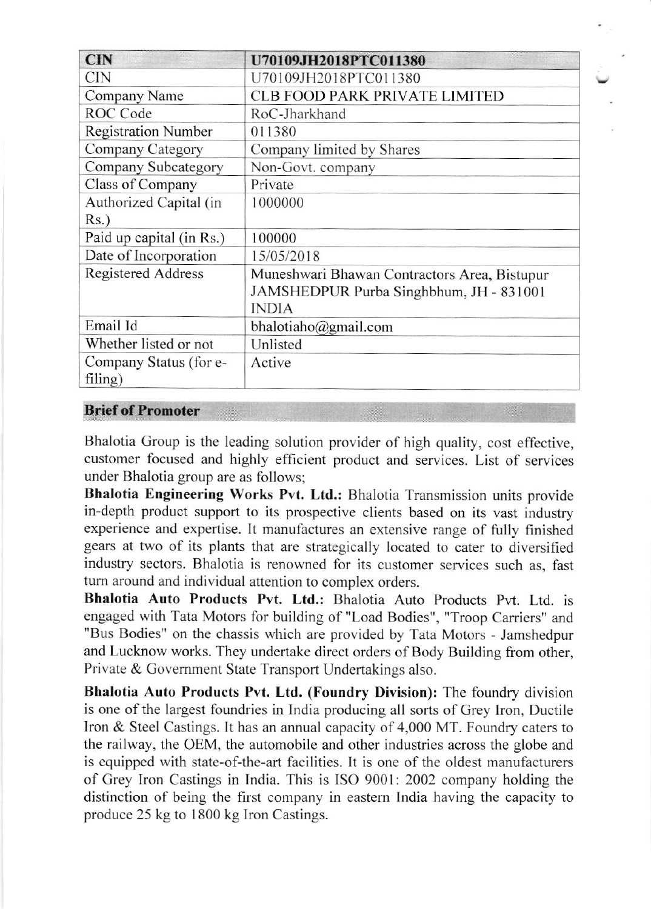| CIN | U70109JH2018PTC011380 |
| --- | --- |
| CIN | U70109JH2018PTC011380 |
| Company Name | CLB FOOD PARK PRIVATE LIMITED |
| ROC Code | RoC-Jharkhand |
| Registration Number | 011380 |
| Company Category | Company limited by Shares |
| Company Subcategory | Non-Govt. company |
| Class of Company | Private |
| Authorized Capital (in Rs.) | 1000000 |
| Paid up capital (in Rs.) | 100000 |
| Date of Incorporation | 15/05/2018 |
| Registered Address | Muneshwari Bhawan Contractors Area, Bistupur JAMSHEDPUR Purba Singhbhum, JH - 831001 INDIA |
| Email Id | bhalotiaho@gmail.com |
| Whether listed or not | Unlisted |
| Company Status (for e-filing) | Active |

## Brief of Promoter

Bhalotia Group is the leading solution provider of high quality, cost effective, customer focused and highly efficient product and services. List of services under Bhalotia group are as follows;

**Bhalotia Engineering Works Pvt. Ltd.:** Bhalotia Transmission units provide in-depth product support to its prospective clients based on its vast industry experience and expertise. It manufactures an extensive range of fully finished gears at two of its plants that are strategically located to cater to diversified industry sectors. Bhalotia is renowned for its customer services such as, fast turn around and individual attention to complex orders.

**Bhalotia Auto Products Pvt. Ltd.:** Bhalotia Auto Products Pvt. Ltd. is engaged with Tata Motors for building of "Load Bodies", "Troop Carriers" and "Bus Bodies" on the chassis which are provided by Tata Motors - Jamshedpur and Lucknow works. They undertake direct orders of Body Building from other, Private & Government State Transport Undertakings also.

**Bhalotia Auto Products Pvt. Ltd. (Foundry Division):** The foundry division is one of the largest foundries in India producing all sorts of Grey Iron, Ductile Iron & Steel Castings. It has an annual capacity of 4,000 MT. Foundry caters to the railway, the OEM, the automobile and other industries across the globe and is equipped with state-of-the-art facilities. It is one of the oldest manufacturers of Grey Iron Castings in India. This is ISO 9001: 2002 company holding the distinction of being the first company in eastern India having the capacity to produce 25 kg to 1800 kg Iron Castings.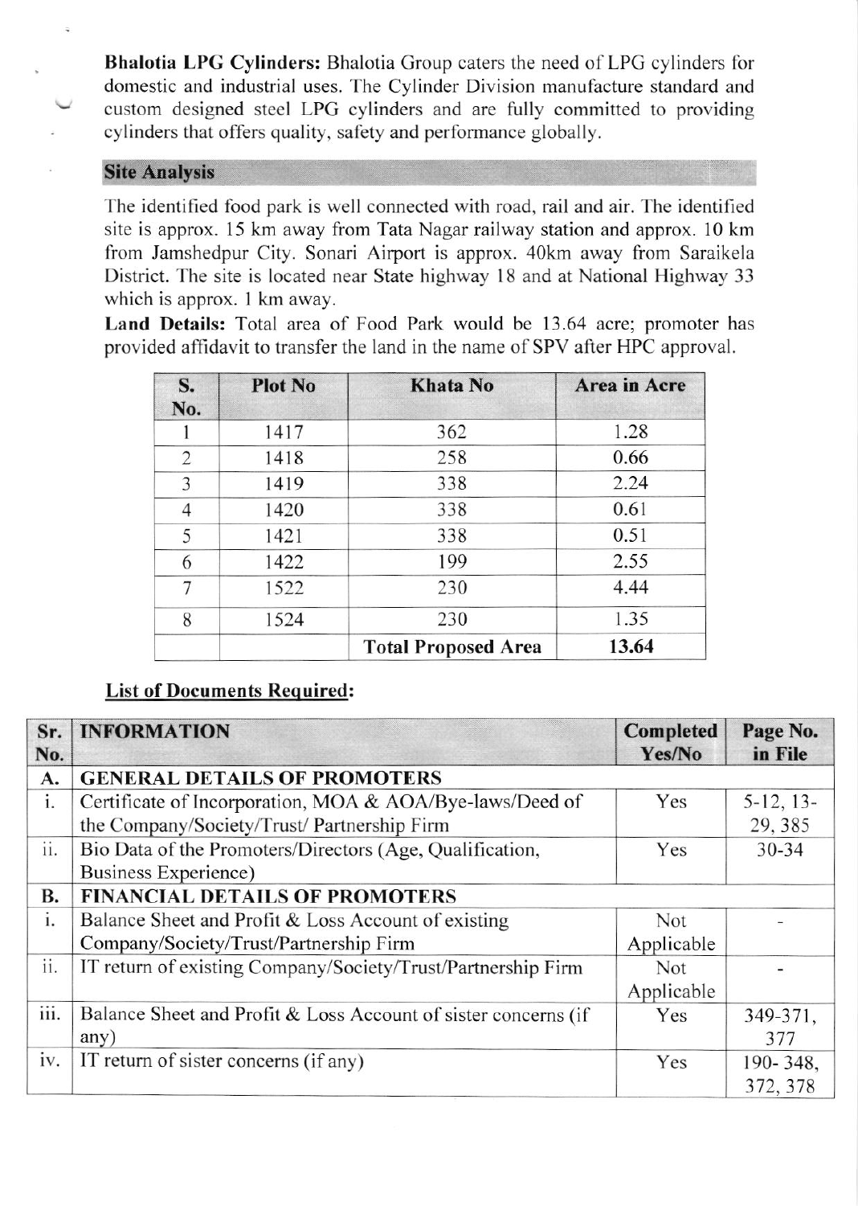**Bhalotia LPG Cylinders:** Bhalotia Group caters the need of LPG cylinders for domestic and industrial uses. The Cylinder Division manufacture standard and custom designed steel LPG cylinders and are fully committed to providing cylinders that offers quality, safety and performance globally.

## Site Analysis

The identified food park is well connected with road, rail and air. The identified site is approx. 15 km away from Tata Nagar railway station and approx. 10 km from Jamshedpur City. Sonari Airport is approx. 40km away from Saraikela District. The site is located near State highway 18 and at National Highway 33 which is approx. 1 km away.

**Land Details:** Total area of Food Park would be 13.64 acre; promoter has provided affidavit to transfer the land in the name of SPV after HPC approval.

| S. No. | Plot No | Khata No | Area in Acre |
|---|---|---|---|
| 1 | 1417 | 362 | 1.28 |
| 2 | 1418 | 258 | 0.66 |
| 3 | 1419 | 338 | 2.24 |
| 4 | 1420 | 338 | 0.61 |
| 5 | 1421 | 338 | 0.51 |
| 6 | 1422 | 199 | 2.55 |
| 7 | 1522 | 230 | 4.44 |
| 8 | 1524 | 230 | 1.35 |
| | | **Total Proposed Area** | **13.64** |

**List of Documents Required:**

| Sr. No. | INFORMATION | Completed Yes/No | Page No. in File |
|---|---|---|---|
| **A.** | **GENERAL DETAILS OF PROMOTERS** | | |
| i. | Certificate of Incorporation, MOA & AOA/Bye-laws/Deed of the Company/Society/Trust/ Partnership Firm | Yes | 5-12, 13-29, 385 |
| ii. | Bio Data of the Promoters/Directors (Age, Qualification, Business Experience) | Yes | 30-34 |
| **B.** | **FINANCIAL DETAILS OF PROMOTERS** | | |
| i. | Balance Sheet and Profit & Loss Account of existing Company/Society/Trust/Partnership Firm | Not Applicable | - |
| ii. | IT return of existing Company/Society/Trust/Partnership Firm | Not Applicable | - |
| iii. | Balance Sheet and Profit & Loss Account of sister concerns (if any) | Yes | 349-371, 377 |
| iv. | IT return of sister concerns (if any) | Yes | 190- 348, 372, 378 |